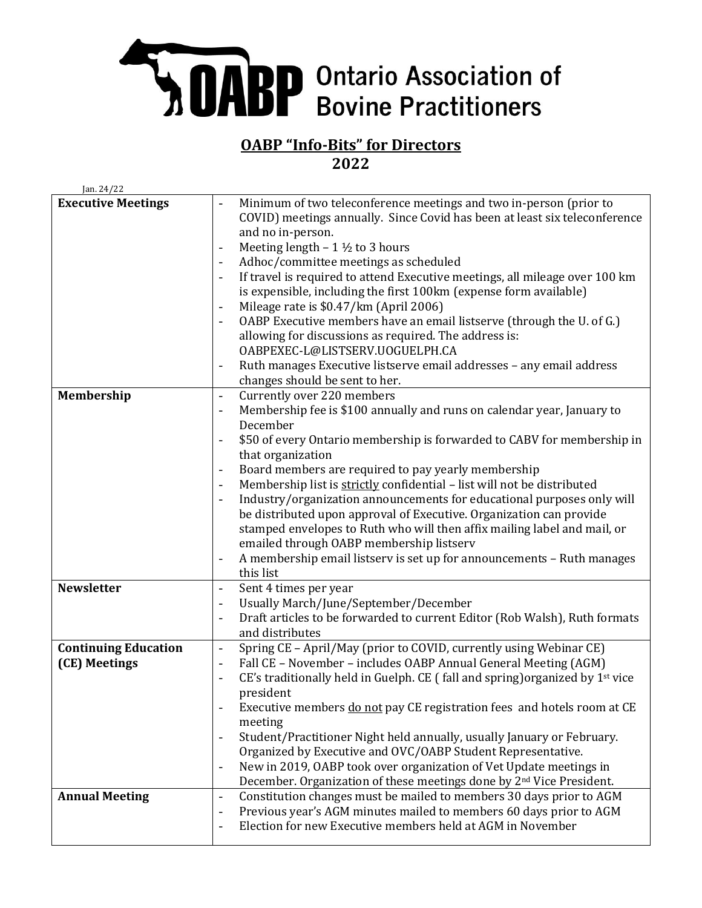# Ontario Association of Bovine Practitioners

## OABP "Info-Bits" for Directors
## 2022

Jan. 24/22

| | |
|---|---|
| **Executive Meetings** | - Minimum of two teleconference meetings and two in-person (prior to COVID) meetings annually. Since Covid has been at least six teleconference and no in-person.<br>- Meeting length – 1 ½ to 3 hours<br>- Adhoc/committee meetings as scheduled<br>- If travel is required to attend Executive meetings, all mileage over 100 km is expensible, including the first 100km (expense form available)<br>- Mileage rate is $0.47/km (April 2006)<br>- OABP Executive members have an email listserve (through the U. of G.) allowing for discussions as required. The address is: OABPEXEC-L@LISTSERV.UOGUELPH.CA<br>- Ruth manages Executive listserve email addresses – any email address changes should be sent to her. |
| **Membership** | - Currently over 220 members<br>- Membership fee is $100 annually and runs on calendar year, January to December<br>- $50 of every Ontario membership is forwarded to CABV for membership in that organization<br>- Board members are required to pay yearly membership<br>- Membership list is <u>strictly</u> confidential – list will not be distributed<br>- Industry/organization announcements for educational purposes only will be distributed upon approval of Executive. Organization can provide stamped envelopes to Ruth who will then affix mailing label and mail, or emailed through OABP membership listserv<br>- A membership email listserv is set up for announcements – Ruth manages this list |
| **Newsletter** | - Sent 4 times per year<br>- Usually March/June/September/December<br>- Draft articles to be forwarded to current Editor (Rob Walsh), Ruth formats and distributes |
| **Continuing Education (CE) Meetings** | - Spring CE – April/May (prior to COVID, currently using Webinar CE)<br>- Fall CE – November – includes OABP Annual General Meeting (AGM)<br>- CE's traditionally held in Guelph. CE ( fall and spring)organized by 1st vice president<br>- Executive members <u>do not</u> pay CE registration fees and hotels room at CE meeting<br>- Student/Practitioner Night held annually, usually January or February. Organized by Executive and OVC/OABP Student Representative.<br>- New in 2019, OABP took over organization of Vet Update meetings in December. Organization of these meetings done by 2nd Vice President. |
| **Annual Meeting** | - Constitution changes must be mailed to members 30 days prior to AGM<br>- Previous year's AGM minutes mailed to members 60 days prior to AGM<br>- Election for new Executive members held at AGM in November |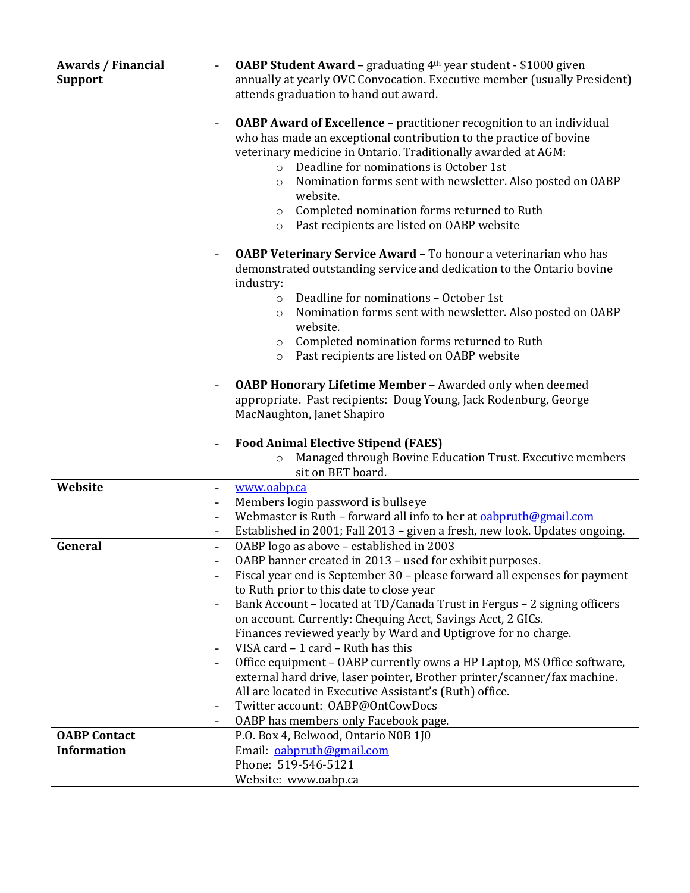| | |
|---|---|
| **Awards / Financial Support** | - **OABP Student Award** – graduating 4th year student - $1000 given annually at yearly OVC Convocation. Executive member (usually President) attends graduation to hand out award.<br><br>- **OABP Award of Excellence** – practitioner recognition to an individual who has made an exceptional contribution to the practice of bovine veterinary medicine in Ontario. Traditionally awarded at AGM:<br>  ○ Deadline for nominations is October 1st<br>  ○ Nomination forms sent with newsletter. Also posted on OABP website.<br>  ○ Completed nomination forms returned to Ruth<br>  ○ Past recipients are listed on OABP website<br><br>- **OABP Veterinary Service Award** – To honour a veterinarian who has demonstrated outstanding service and dedication to the Ontario bovine industry:<br>  ○ Deadline for nominations – October 1st<br>  ○ Nomination forms sent with newsletter. Also posted on OABP website.<br>  ○ Completed nomination forms returned to Ruth<br>  ○ Past recipients are listed on OABP website<br><br>- **OABP Honorary Lifetime Member** – Awarded only when deemed appropriate. Past recipients: Doug Young, Jack Rodenburg, George MacNaughton, Janet Shapiro<br><br>- **Food Animal Elective Stipend (FAES)**<br>  ○ Managed through Bovine Education Trust. Executive members sit on BET board. |
| **Website** | - [www.oabp.ca](http://www.oabp.ca)<br>- Members login password is bullseye<br>- Webmaster is Ruth – forward all info to her at oabpruth@gmail.com<br>- Established in 2001; Fall 2013 – given a fresh, new look. Updates ongoing. |
| **General** | - OABP logo as above – established in 2003<br>- OABP banner created in 2013 – used for exhibit purposes.<br>- Fiscal year end is September 30 – please forward all expenses for payment to Ruth prior to this date to close year<br>- Bank Account – located at TD/Canada Trust in Fergus – 2 signing officers on account. Currently: Chequing Acct, Savings Acct, 2 GICs. Finances reviewed yearly by Ward and Uptigrove for no charge.<br>- VISA card – 1 card – Ruth has this<br>- Office equipment – OABP currently owns a HP Laptop, MS Office software, external hard drive, laser pointer, Brother printer/scanner/fax machine. All are located in Executive Assistant's (Ruth) office.<br>- Twitter account: OABP@OntCowDocs<br>- OABP has members only Facebook page. |
| **OABP Contact Information** | P.O. Box 4, Belwood, Ontario N0B 1J0<br>Email: oabpruth@gmail.com<br>Phone: 519-546-5121<br>Website: www.oabp.ca |